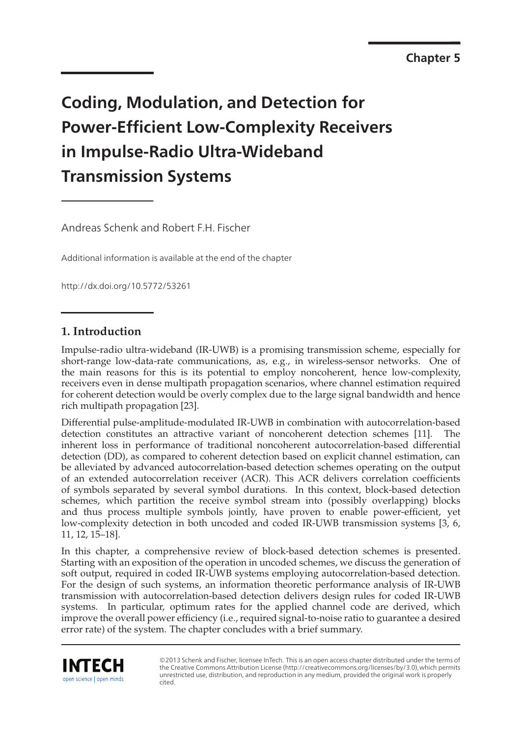Chapter 5

# Coding, Modulation, and Detection for Power-Efficient Low-Complexity Receivers in Impulse-Radio Ultra-Wideband Transmission Systems

Andreas Schenk and Robert F.H. Fischer

Additional information is available at the end of the chapter

http://dx.doi.org/10.5772/53261

## 1. Introduction

Impulse-radio ultra-wideband (IR-UWB) is a promising transmission scheme, especially for short-range low-data-rate communications, as, e.g., in wireless-sensor networks. One of the main reasons for this is its potential to employ noncoherent, hence low-complexity, receivers even in dense multipath propagation scenarios, where channel estimation required for coherent detection would be overly complex due to the large signal bandwidth and hence rich multipath propagation [23].

Differential pulse-amplitude-modulated IR-UWB in combination with autocorrelation-based detection constitutes an attractive variant of noncoherent detection schemes [11]. The inherent loss in performance of traditional noncoherent autocorrelation-based differential detection (DD), as compared to coherent detection based on explicit channel estimation, can be alleviated by advanced autocorrelation-based detection schemes operating on the output of an extended autocorrelation receiver (ACR). This ACR delivers correlation coefficients of symbols separated by several symbol durations. In this context, block-based detection schemes, which partition the receive symbol stream into (possibly overlapping) blocks and thus process multiple symbols jointly, have proven to enable power-efficient, yet low-complexity detection in both uncoded and coded IR-UWB transmission systems [3, 6, 11, 12, 15–18].

In this chapter, a comprehensive review of block-based detection schemes is presented. Starting with an exposition of the operation in uncoded schemes, we discuss the generation of soft output, required in coded IR-UWB systems employing autocorrelation-based detection. For the design of such systems, an information theoretic performance analysis of IR-UWB transmission with autocorrelation-based detection delivers design rules for coded IR-UWB systems. In particular, optimum rates for the applied channel code are derived, which improve the overall power efficiency (i.e., required signal-to-noise ratio to guarantee a desired error rate) of the system. The chapter concludes with a brief summary.

©2013 Schenk and Fischer, licensee InTech. This is an open access chapter distributed under the terms of the Creative Commons Attribution License (http://creativecommons.org/licenses/by/3.0), which permits unrestricted use, distribution, and reproduction in any medium, provided the original work is properly cited.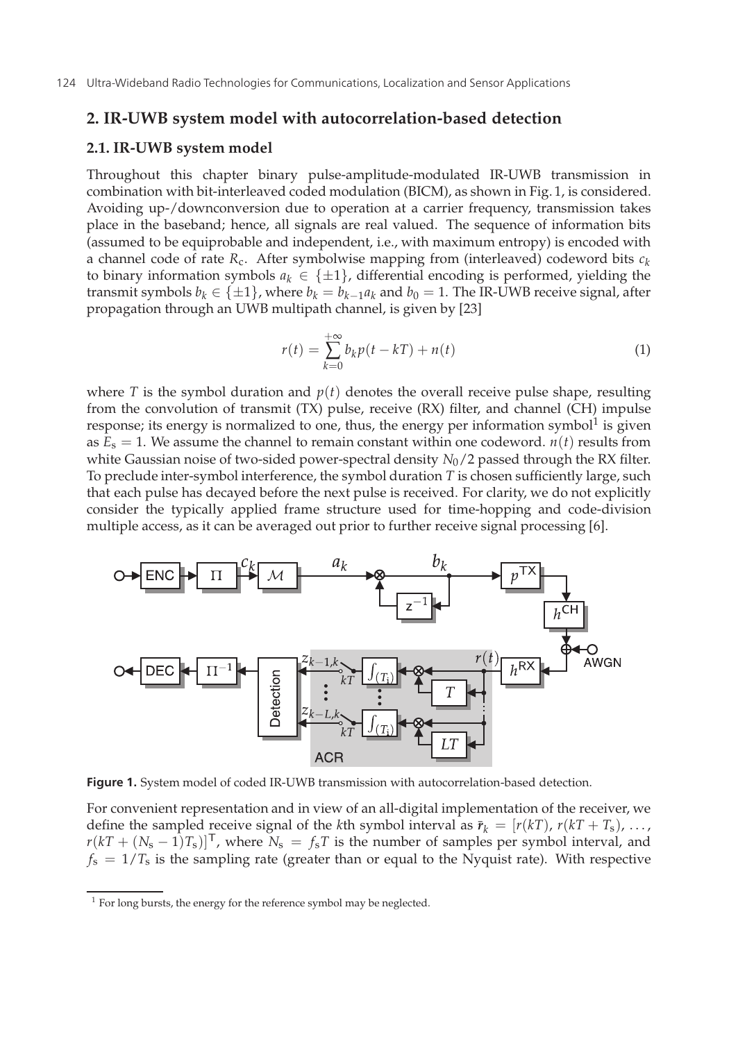## 2. IR-UWB system model with autocorrelation-based detection

### 2.1. IR-UWB system model

Throughout this chapter binary pulse-amplitude-modulated IR-UWB transmission in combination with bit-interleaved coded modulation (BICM), as shown in Fig. 1, is considered. Avoiding up-/downconversion due to operation at a carrier frequency, transmission takes place in the baseband; hence, all signals are real valued. The sequence of information bits (assumed to be equiprobable and independent, i.e., with maximum entropy) is encoded with a channel code of rate $R_c$. After symbolwise mapping from (interleaved) codeword bits $c_k$ to binary information symbols $a_k \in \{\pm 1\}$, differential encoding is performed, yielding the transmit symbols $b_k \in \{\pm 1\}$, where $b_k = b_{k-1} a_k$ and $b_0 = 1$. The IR-UWB receive signal, after propagation through an UWB multipath channel, is given by [23]

$$r(t) = \sum_{k=0}^{+\infty} b_k p(t - kT) + n(t) \tag{1}$$

where $T$ is the symbol duration and $p(t)$ denotes the overall receive pulse shape, resulting from the convolution of transmit (TX) pulse, receive (RX) filter, and channel (CH) impulse response; its energy is normalized to one, thus, the energy per information symbol[1] is given as $E_s = 1$. We assume the channel to remain constant within one codeword. $n(t)$ results from white Gaussian noise of two-sided power-spectral density $N_0/2$ passed through the RX filter. To preclude inter-symbol interference, the symbol duration $T$ is chosen sufficiently large, such that each pulse has decayed before the next pulse is received. For clarity, we do not explicitly consider the typically applied frame structure used for time-hopping and code-division multiple access, as it can be averaged out prior to further receive signal processing [6].

**Figure 1.** System model of coded IR-UWB transmission with autocorrelation-based detection.

For convenient representation and in view of an all-digital implementation of the receiver, we define the sampled receive signal of the $k$th symbol interval as $\bar{\boldsymbol{r}}_k = [r(kT), r(kT + T_s), \ldots, r(kT + (N_s - 1)T_s)]^\mathsf{T}$, where $N_s = f_s T$ is the number of samples per symbol interval, and $f_s = 1/T_s$ is the sampling rate (greater than or equal to the Nyquist rate). With respective

[1] For long bursts, the energy for the reference symbol may be neglected.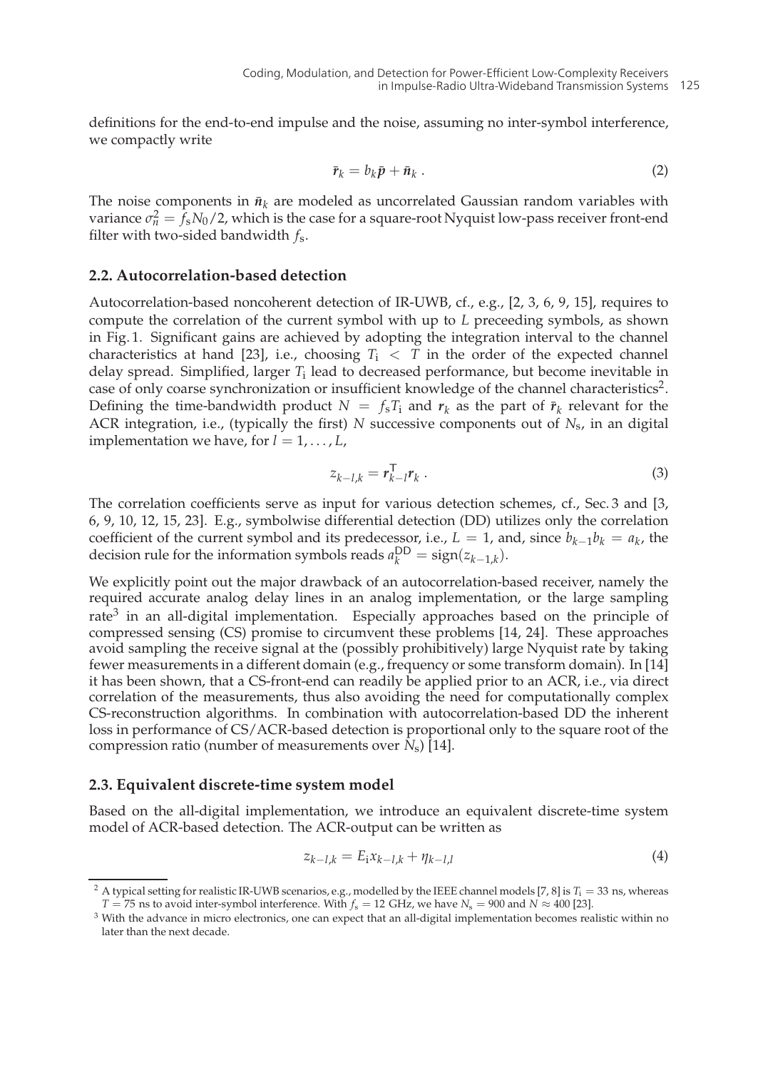definitions for the end-to-end impulse and the noise, assuming no inter-symbol interference, we compactly write

$$\bar{\boldsymbol{r}}_k = b_k \bar{\boldsymbol{p}} + \bar{\boldsymbol{n}}_k \; . \tag{2}$$

The noise components in $\bar{\boldsymbol{n}}_k$ are modeled as uncorrelated Gaussian random variables with variance $\sigma_n^2 = f_s N_0/2$, which is the case for a square-root Nyquist low-pass receiver front-end filter with two-sided bandwidth $f_s$.

### 2.2. Autocorrelation-based detection

Autocorrelation-based noncoherent detection of IR-UWB, cf., e.g., [2, 3, 6, 9, 15], requires to compute the correlation of the current symbol with up to $L$ preceeding symbols, as shown in Fig. 1. Significant gains are achieved by adopting the integration interval to the channel characteristics at hand [23], i.e., choosing $T_i < T$ in the order of the expected channel delay spread. Simplified, larger $T_i$ lead to decreased performance, but become inevitable in case of only coarse synchronization or insufficient knowledge of the channel characteristics[2]. Defining the time-bandwidth product $N = f_s T_i$ and $\boldsymbol{r}_k$ as the part of $\bar{\boldsymbol{r}}_k$ relevant for the ACR integration, i.e., (typically the first) $N$ successive components out of $N_s$, in an digital implementation we have, for $l = 1, \ldots, L$,

$$z_{k-l,k} = \boldsymbol{r}_{k-l}^{\mathsf{T}} \boldsymbol{r}_k \; . \tag{3}$$

The correlation coefficients serve as input for various detection schemes, cf., Sec. 3 and [3, 6, 9, 10, 12, 15, 23]. E.g., symbolwise differential detection (DD) utilizes only the correlation coefficient of the current symbol and its predecessor, i.e., $L = 1$, and, since $b_{k-1} b_k = a_k$, the decision rule for the information symbols reads $a_k^{\mathsf{DD}} = \mathrm{sign}(z_{k-1,k})$.

We explicitly point out the major drawback of an autocorrelation-based receiver, namely the required accurate analog delay lines in an analog implementation, or the large sampling rate[3] in an all-digital implementation. Especially approaches based on the principle of compressed sensing (CS) promise to circumvent these problems [14, 24]. These approaches avoid sampling the receive signal at the (possibly prohibitively) large Nyquist rate by taking fewer measurements in a different domain (e.g., frequency or some transform domain). In [14] it has been shown, that a CS-front-end can readily be applied prior to an ACR, i.e., via direct correlation of the measurements, thus also avoiding the need for computationally complex CS-reconstruction algorithms. In combination with autocorrelation-based DD the inherent loss in performance of CS/ACR-based detection is proportional only to the square root of the compression ratio (number of measurements over $N_s$) [14].

### 2.3. Equivalent discrete-time system model

Based on the all-digital implementation, we introduce an equivalent discrete-time system model of ACR-based detection. The ACR-output can be written as

$$z_{k-l,k} = E_i x_{k-l,k} + \eta_{k-l,l} \tag{4}$$

[2] A typical setting for realistic IR-UWB scenarios, e.g., modelled by the IEEE channel models [7, 8] is $T_i = 33$ ns, whereas $T = 75$ ns to avoid inter-symbol interference. With $f_s = 12$ GHz, we have $N_s = 900$ and $N \approx 400$ [23].

[3] With the advance in micro electronics, one can expect that an all-digital implementation becomes realistic within no later than the next decade.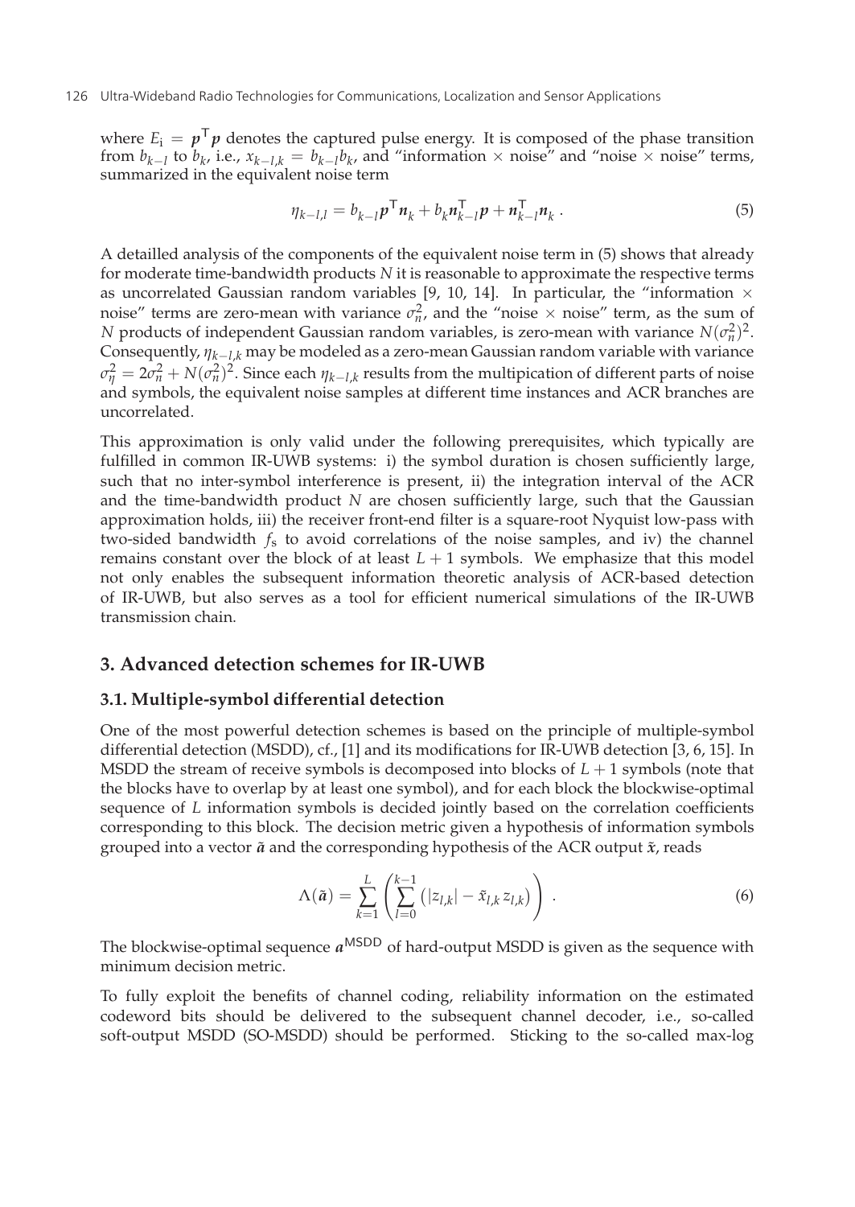where $E_\mathrm{i} = \boldsymbol{p}^\mathsf{T}\boldsymbol{p}$ denotes the captured pulse energy. It is composed of the phase transition from $b_{k-l}$ to $b_k$, i.e., $x_{k-l,k} = b_{k-l}b_k$, and "information × noise" and "noise × noise" terms, summarized in the equivalent noise term

$$\eta_{k-l,l} = b_{k-l}\boldsymbol{p}^\mathsf{T}\boldsymbol{n}_k + b_k\boldsymbol{n}_{k-l}^\mathsf{T}\boldsymbol{p} + \boldsymbol{n}_{k-l}^\mathsf{T}\boldsymbol{n}_k\,. \tag{5}$$

A detailled analysis of the components of the equivalent noise term in (5) shows that already for moderate time-bandwidth products $N$ it is reasonable to approximate the respective terms as uncorrelated Gaussian random variables [9, 10, 14]. In particular, the "information × noise" terms are zero-mean with variance $\sigma_n^2$, and the "noise × noise" term, as the sum of $N$ products of independent Gaussian random variables, is zero-mean with variance $N(\sigma_n^2)^2$. Consequently, $\eta_{k-l,k}$ may be modeled as a zero-mean Gaussian random variable with variance $\sigma_\eta^2 = 2\sigma_n^2 + N(\sigma_n^2)^2$. Since each $\eta_{k-l,k}$ results from the multipication of different parts of noise and symbols, the equivalent noise samples at different time instances and ACR branches are uncorrelated.

This approximation is only valid under the following prerequisites, which typically are fulfilled in common IR-UWB systems: i) the symbol duration is chosen sufficiently large, such that no inter-symbol interference is present, ii) the integration interval of the ACR and the time-bandwidth product $N$ are chosen sufficiently large, such that the Gaussian approximation holds, iii) the receiver front-end filter is a square-root Nyquist low-pass with two-sided bandwidth $f_\mathrm{s}$ to avoid correlations of the noise samples, and iv) the channel remains constant over the block of at least $L+1$ symbols. We emphasize that this model not only enables the subsequent information theoretic analysis of ACR-based detection of IR-UWB, but also serves as a tool for efficient numerical simulations of the IR-UWB transmission chain.

## 3. Advanced detection schemes for IR-UWB

### 3.1. Multiple-symbol differential detection

One of the most powerful detection schemes is based on the principle of multiple-symbol differential detection (MSDD), cf., [1] and its modifications for IR-UWB detection [3, 6, 15]. In MSDD the stream of receive symbols is decomposed into blocks of $L+1$ symbols (note that the blocks have to overlap by at least one symbol), and for each block the blockwise-optimal sequence of $L$ information symbols is decided jointly based on the correlation coefficients corresponding to this block. The decision metric given a hypothesis of information symbols grouped into a vector $\tilde{\boldsymbol{a}}$ and the corresponding hypothesis of the ACR output $\tilde{x}$, reads

$$\Lambda(\tilde{\boldsymbol{a}}) = \sum_{k=1}^{L}\left(\sum_{l=0}^{k-1}\left(|z_{l,k}| - \tilde{x}_{l,k}\, z_{l,k}\right)\right)\,. \tag{6}$$

The blockwise-optimal sequence $\boldsymbol{a}^\mathsf{MSDD}$ of hard-output MSDD is given as the sequence with minimum decision metric.

To fully exploit the benefits of channel coding, reliability information on the estimated codeword bits should be delivered to the subsequent channel decoder, i.e., so-called soft-output MSDD (SO-MSDD) should be performed. Sticking to the so-called max-log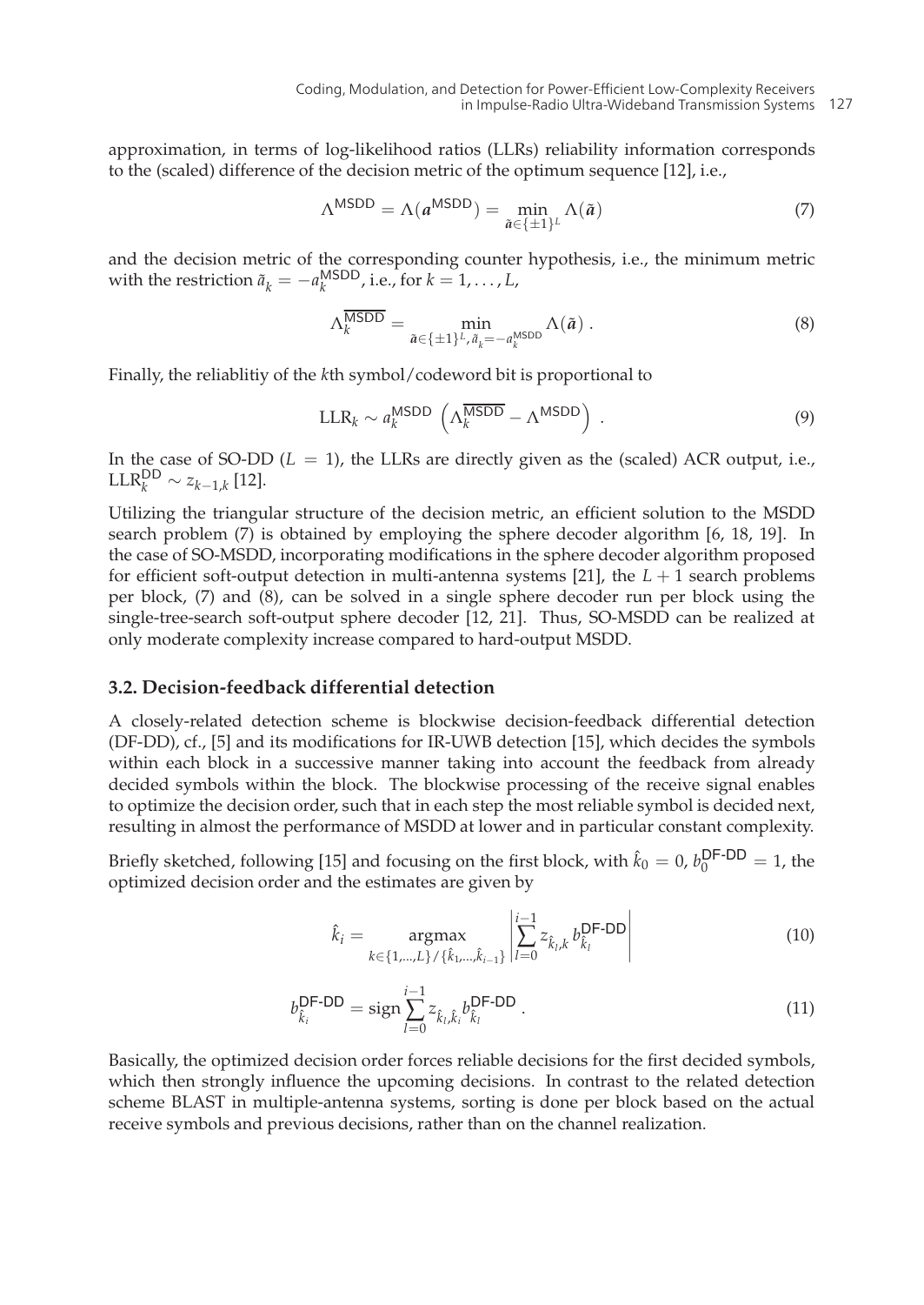approximation, in terms of log-likelihood ratios (LLRs) reliability information corresponds to the (scaled) difference of the decision metric of the optimum sequence [12], i.e.,

$$\Lambda^{\mathsf{MSDD}} = \Lambda(\boldsymbol{a}^{\mathsf{MSDD}}) = \min_{\tilde{\boldsymbol{a}} \in \{\pm 1\}^L} \Lambda(\tilde{\boldsymbol{a}}) \tag{7}$$

and the decision metric of the corresponding counter hypothesis, i.e., the minimum metric with the restriction $\tilde{a}_k = -a_k^{\mathsf{MSDD}}$, i.e., for $k = 1, \ldots, L$,

$$\Lambda_k^{\overline{\mathsf{MSDD}}} = \min_{\tilde{\boldsymbol{a}} \in \{\pm 1\}^L, \tilde{a}_k = -a_k^{\mathsf{MSDD}}} \Lambda(\tilde{\boldsymbol{a}}) \,. \tag{8}$$

Finally, the reliablitiy of the $k$th symbol/codeword bit is proportional to

$$\mathrm{LLR}_k \sim a_k^{\mathsf{MSDD}} \left( \Lambda_k^{\overline{\mathsf{MSDD}}} - \Lambda^{\mathsf{MSDD}} \right) \,. \tag{9}$$

In the case of SO-DD ($L = 1$), the LLRs are directly given as the (scaled) ACR output, i.e., $\mathrm{LLR}_k^{\mathsf{DD}} \sim z_{k-1,k}$ [12].

Utilizing the triangular structure of the decision metric, an efficient solution to the MSDD search problem (7) is obtained by employing the sphere decoder algorithm [6, 18, 19]. In the case of SO-MSDD, incorporating modifications in the sphere decoder algorithm proposed for efficient soft-output detection in multi-antenna systems [21], the $L + 1$ search problems per block, (7) and (8), can be solved in a single sphere decoder run per block using the single-tree-search soft-output sphere decoder [12, 21]. Thus, SO-MSDD can be realized at only moderate complexity increase compared to hard-output MSDD.

### 3.2. Decision-feedback differential detection

A closely-related detection scheme is blockwise decision-feedback differential detection (DF-DD), cf., [5] and its modifications for IR-UWB detection [15], which decides the symbols within each block in a successive manner taking into account the feedback from already decided symbols within the block. The blockwise processing of the receive signal enables to optimize the decision order, such that in each step the most reliable symbol is decided next, resulting in almost the performance of MSDD at lower and in particular constant complexity.

Briefly sketched, following [15] and focusing on the first block, with $\hat{k}_0 = 0$, $b_0^{\mathsf{DF\text{-}DD}} = 1$, the optimized decision order and the estimates are given by

$$\hat{k}_i = \underset{k \in \{1,\ldots,L\} / \{\hat{k}_1,\ldots,\hat{k}_{i-1}\}}{\operatorname{argmax}} \left| \sum_{l=0}^{i-1} z_{\hat{k}_l,k} \, b_{\hat{k}_l}^{\mathsf{DF\text{-}DD}} \right| \tag{10}$$

$$b_{\hat{k}_i}^{\mathsf{DF\text{-}DD}} = \operatorname{sign} \sum_{l=0}^{i-1} z_{\hat{k}_l,\hat{k}_i} b_{\hat{k}_l}^{\mathsf{DF\text{-}DD}} \,. \tag{11}$$

Basically, the optimized decision order forces reliable decisions for the first decided symbols, which then strongly influence the upcoming decisions. In contrast to the related detection scheme BLAST in multiple-antenna systems, sorting is done per block based on the actual receive symbols and previous decisions, rather than on the channel realization.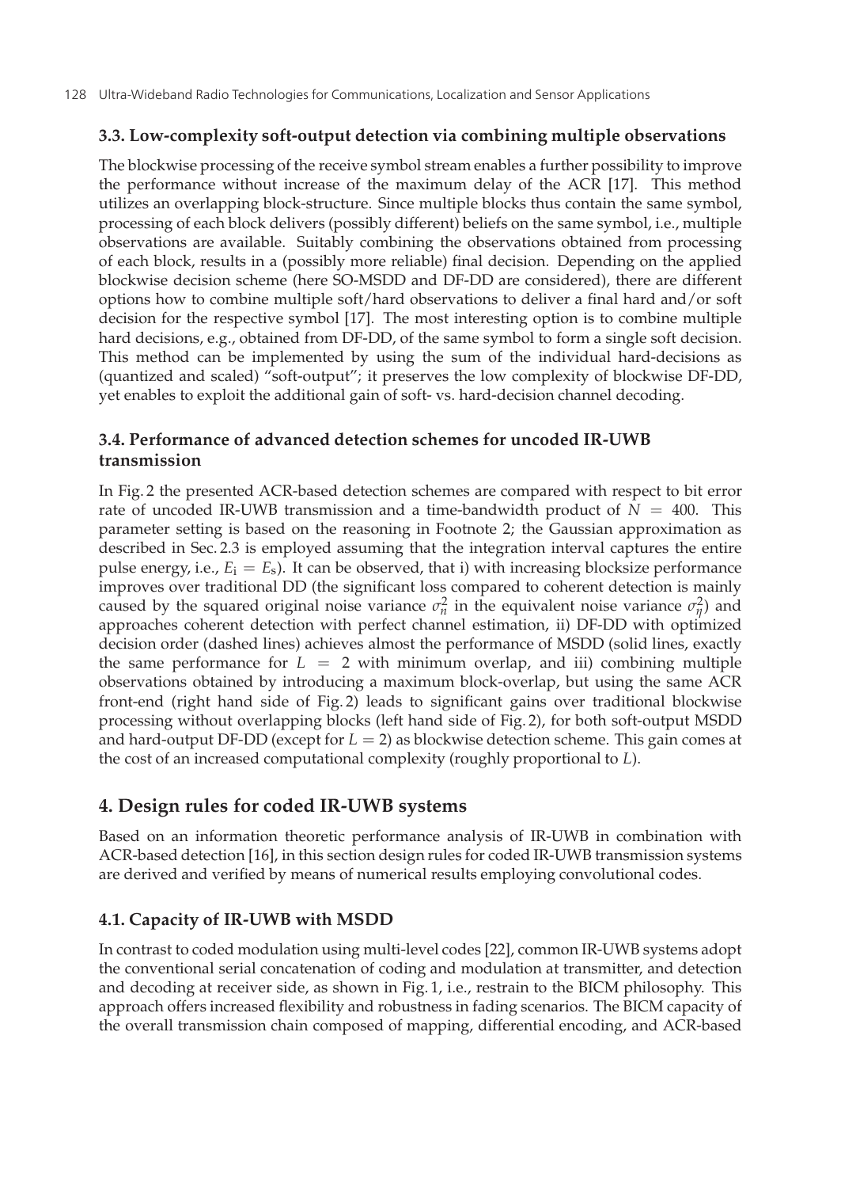### 3.3. Low-complexity soft-output detection via combining multiple observations

The blockwise processing of the receive symbol stream enables a further possibility to improve the performance without increase of the maximum delay of the ACR [17]. This method utilizes an overlapping block-structure. Since multiple blocks thus contain the same symbol, processing of each block delivers (possibly different) beliefs on the same symbol, i.e., multiple observations are available. Suitably combining the observations obtained from processing of each block, results in a (possibly more reliable) final decision. Depending on the applied blockwise decision scheme (here SO-MSDD and DF-DD are considered), there are different options how to combine multiple soft/hard observations to deliver a final hard and/or soft decision for the respective symbol [17]. The most interesting option is to combine multiple hard decisions, e.g., obtained from DF-DD, of the same symbol to form a single soft decision. This method can be implemented by using the sum of the individual hard-decisions as (quantized and scaled) "soft-output"; it preserves the low complexity of blockwise DF-DD, yet enables to exploit the additional gain of soft- vs. hard-decision channel decoding.

### 3.4. Performance of advanced detection schemes for uncoded IR-UWB transmission

In Fig. 2 the presented ACR-based detection schemes are compared with respect to bit error rate of uncoded IR-UWB transmission and a time-bandwidth product of $N = 400$. This parameter setting is based on the reasoning in Footnote 2; the Gaussian approximation as described in Sec. 2.3 is employed assuming that the integration interval captures the entire pulse energy, i.e., $E_\text{i} = E_\text{s}$). It can be observed, that i) with increasing blocksize performance improves over traditional DD (the significant loss compared to coherent detection is mainly caused by the squared original noise variance $\sigma_n^2$ in the equivalent noise variance $\sigma_\eta^2$) and approaches coherent detection with perfect channel estimation, ii) DF-DD with optimized decision order (dashed lines) achieves almost the performance of MSDD (solid lines, exactly the same performance for $L = 2$ with minimum overlap, and iii) combining multiple observations obtained by introducing a maximum block-overlap, but using the same ACR front-end (right hand side of Fig. 2) leads to significant gains over traditional blockwise processing without overlapping blocks (left hand side of Fig. 2), for both soft-output MSDD and hard-output DF-DD (except for $L = 2$) as blockwise detection scheme. This gain comes at the cost of an increased computational complexity (roughly proportional to $L$).

## 4. Design rules for coded IR-UWB systems

Based on an information theoretic performance analysis of IR-UWB in combination with ACR-based detection [16], in this section design rules for coded IR-UWB transmission systems are derived and verified by means of numerical results employing convolutional codes.

### 4.1. Capacity of IR-UWB with MSDD

In contrast to coded modulation using multi-level codes [22], common IR-UWB systems adopt the conventional serial concatenation of coding and modulation at transmitter, and detection and decoding at receiver side, as shown in Fig. 1, i.e., restrain to the BICM philosophy. This approach offers increased flexibility and robustness in fading scenarios. The BICM capacity of the overall transmission chain composed of mapping, differential encoding, and ACR-based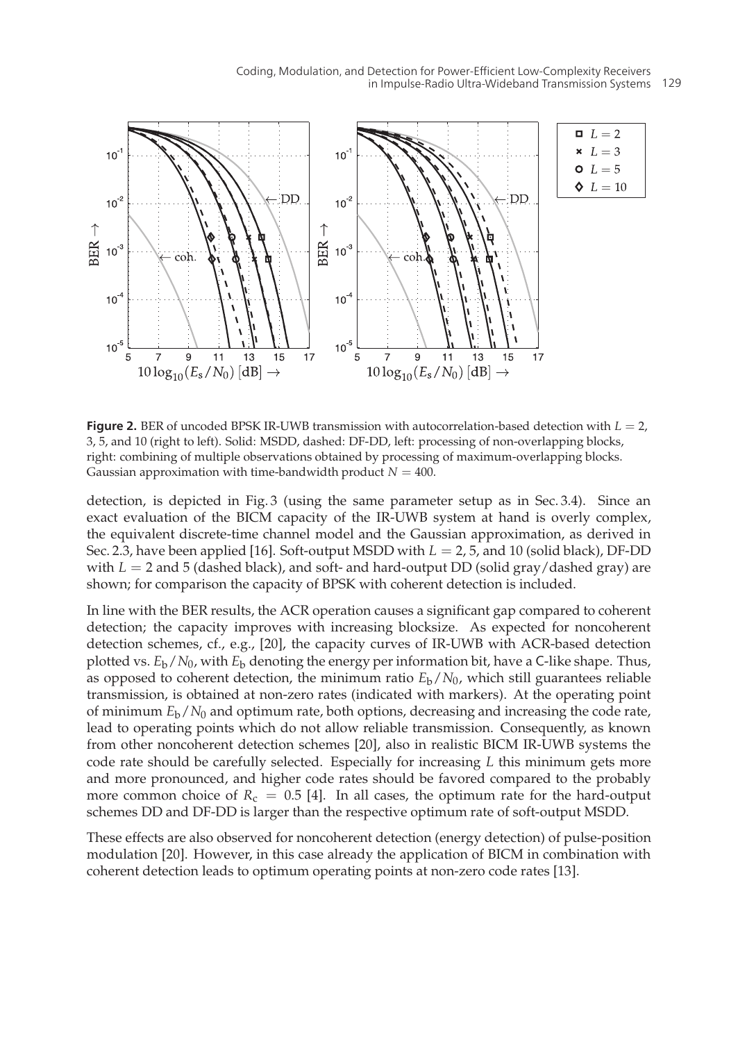**Figure 2.** BER of uncoded BPSK IR-UWB transmission with autocorrelation-based detection with $L = 2$, 3, 5, and 10 (right to left). Solid: MSDD, dashed: DF-DD, left: processing of non-overlapping blocks, right: combining of multiple observations obtained by processing of maximum-overlapping blocks. Gaussian approximation with time-bandwidth product $N = 400$.

detection, is depicted in Fig. 3 (using the same parameter setup as in Sec. 3.4). Since an exact evaluation of the BICM capacity of the IR-UWB system at hand is overly complex, the equivalent discrete-time channel model and the Gaussian approximation, as derived in Sec. 2.3, have been applied [16]. Soft-output MSDD with $L = 2$, 5, and 10 (solid black), DF-DD with $L = 2$ and 5 (dashed black), and soft- and hard-output DD (solid gray/dashed gray) are shown; for comparison the capacity of BPSK with coherent detection is included.

In line with the BER results, the ACR operation causes a significant gap compared to coherent detection; the capacity improves with increasing blocksize. As expected for noncoherent detection schemes, cf., e.g., [20], the capacity curves of IR-UWB with ACR-based detection plotted vs. $E_b/N_0$, with $E_b$ denoting the energy per information bit, have a C-like shape. Thus, as opposed to coherent detection, the minimum ratio $E_b/N_0$, which still guarantees reliable transmission, is obtained at non-zero rates (indicated with markers). At the operating point of minimum $E_b/N_0$ and optimum rate, both options, decreasing and increasing the code rate, lead to operating points which do not allow reliable transmission. Consequently, as known from other noncoherent detection schemes [20], also in realistic BICM IR-UWB systems the code rate should be carefully selected. Especially for increasing $L$ this minimum gets more and more pronounced, and higher code rates should be favored compared to the probably more common choice of $R_c = 0.5$ [4]. In all cases, the optimum rate for the hard-output schemes DD and DF-DD is larger than the respective optimum rate of soft-output MSDD.

These effects are also observed for noncoherent detection (energy detection) of pulse-position modulation [20]. However, in this case already the application of BICM in combination with coherent detection leads to optimum operating points at non-zero code rates [13].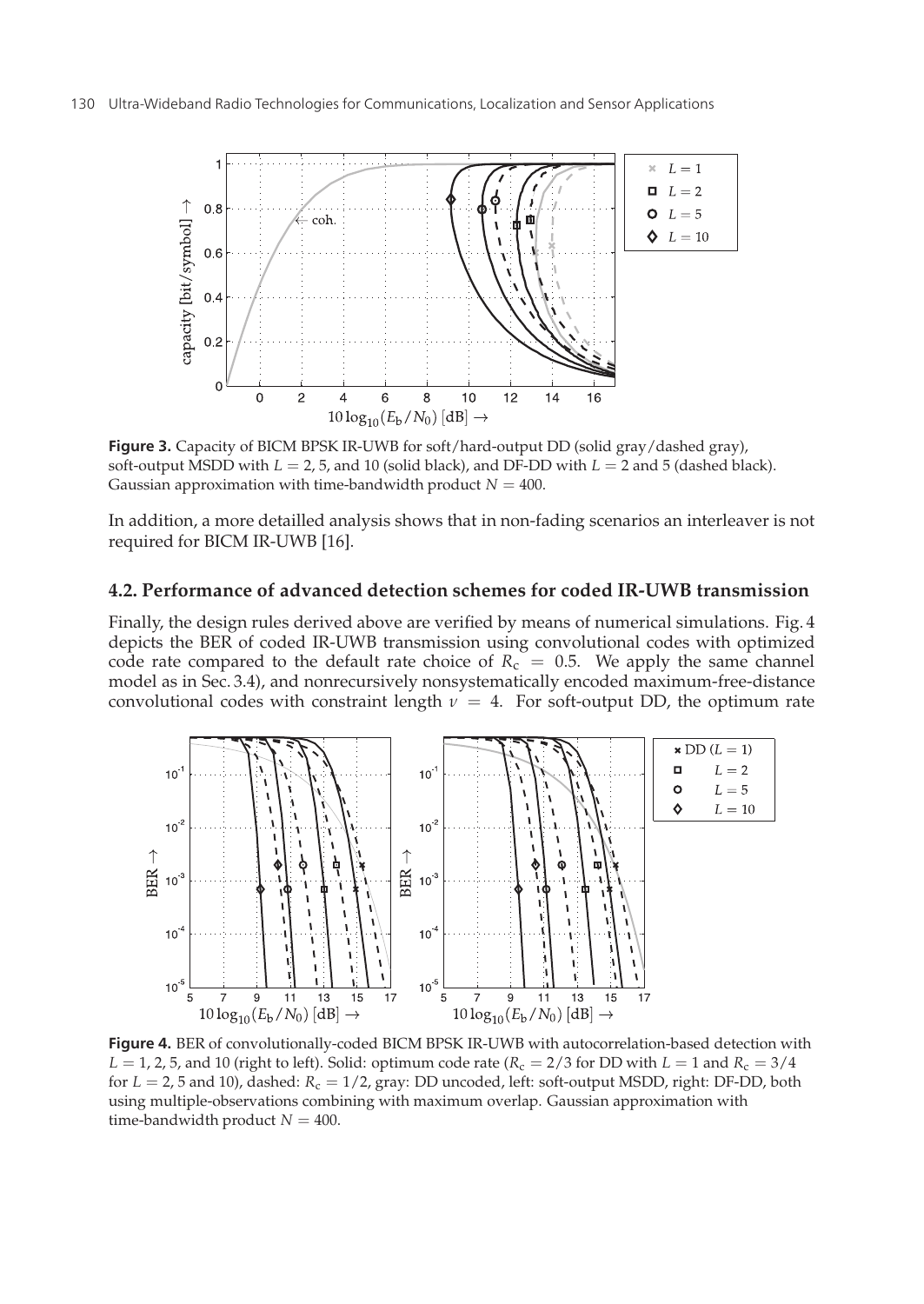**Figure 3.** Capacity of BICM BPSK IR-UWB for soft/hard-output DD (solid gray/dashed gray), soft-output MSDD with $L = 2$, 5, and 10 (solid black), and DF-DD with $L = 2$ and 5 (dashed black). Gaussian approximation with time-bandwidth product $N = 400$.

In addition, a more detailled analysis shows that in non-fading scenarios an interleaver is not required for BICM IR-UWB [16].

### 4.2. Performance of advanced detection schemes for coded IR-UWB transmission

Finally, the design rules derived above are verified by means of numerical simulations. Fig. 4 depicts the BER of coded IR-UWB transmission using convolutional codes with optimized code rate compared to the default rate choice of $R_c = 0.5$. We apply the same channel model as in Sec. 3.4), and nonrecursively nonsystematically encoded maximum-free-distance convolutional codes with constraint length $\nu = 4$. For soft-output DD, the optimum rate

**Figure 4.** BER of convolutionally-coded BICM BPSK IR-UWB with autocorrelation-based detection with $L = 1$, 2, 5, and 10 (right to left). Solid: optimum code rate ($R_c = 2/3$ for DD with $L = 1$ and $R_c = 3/4$ for $L = 2$, 5 and 10), dashed: $R_c = 1/2$, gray: DD uncoded, left: soft-output MSDD, right: DF-DD, both using multiple-observations combining with maximum overlap. Gaussian approximation with time-bandwidth product $N = 400$.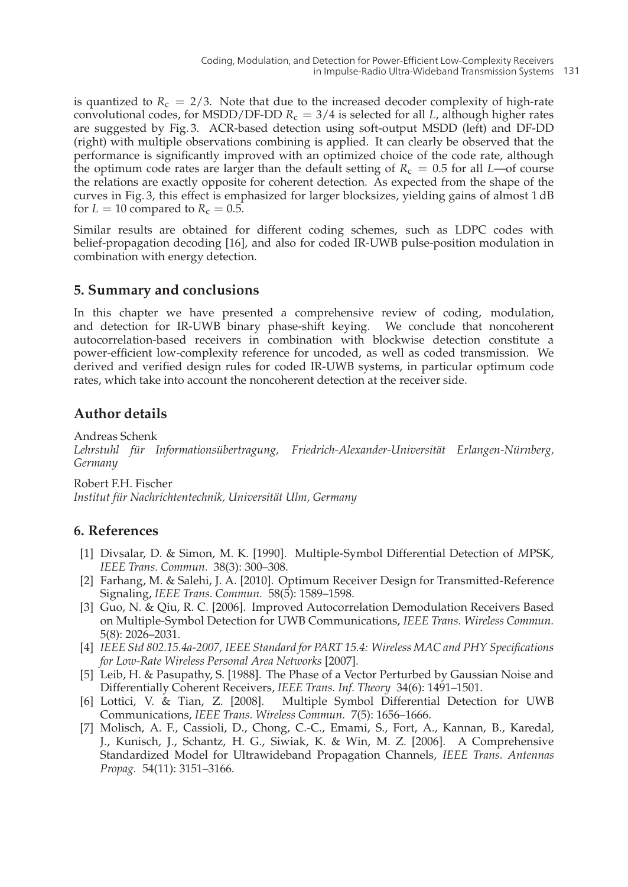is quantized to $R_c = 2/3$. Note that due to the increased decoder complexity of high-rate convolutional codes, for MSDD/DF-DD $R_c = 3/4$ is selected for all $L$, although higher rates are suggested by Fig. 3. ACR-based detection using soft-output MSDD (left) and DF-DD (right) with multiple observations combining is applied. It can clearly be observed that the performance is significantly improved with an optimized choice of the code rate, although the optimum code rates are larger than the default setting of $R_c = 0.5$ for all $L$—of course the relations are exactly opposite for coherent detection. As expected from the shape of the curves in Fig. 3, this effect is emphasized for larger blocksizes, yielding gains of almost 1 dB for $L = 10$ compared to $R_c = 0.5$.

Similar results are obtained for different coding schemes, such as LDPC codes with belief-propagation decoding [16], and also for coded IR-UWB pulse-position modulation in combination with energy detection.

## 5. Summary and conclusions

In this chapter we have presented a comprehensive review of coding, modulation, and detection for IR-UWB binary phase-shift keying. We conclude that noncoherent autocorrelation-based receivers in combination with blockwise detection constitute a power-efficient low-complexity reference for uncoded, as well as coded transmission. We derived and verified design rules for coded IR-UWB systems, in particular optimum code rates, which take into account the noncoherent detection at the receiver side.

## Author details

Andreas Schenk
*Lehrstuhl für Informationsübertragung, Friedrich-Alexander-Universität Erlangen-Nürnberg, Germany*

Robert F.H. Fischer
*Institut für Nachrichtentechnik, Universität Ulm, Germany*

## 6. References

[1] Divsalar, D. & Simon, M. K. [1990]. Multiple-Symbol Differential Detection of *M*PSK, *IEEE Trans. Commun.* 38(3): 300–308.

[2] Farhang, M. & Salehi, J. A. [2010]. Optimum Receiver Design for Transmitted-Reference Signaling, *IEEE Trans. Commun.* 58(5): 1589–1598.

[3] Guo, N. & Qiu, R. C. [2006]. Improved Autocorrelation Demodulation Receivers Based on Multiple-Symbol Detection for UWB Communications, *IEEE Trans. Wireless Commun.* 5(8): 2026–2031.

[4] *IEEE Std 802.15.4a-2007, IEEE Standard for PART 15.4: Wireless MAC and PHY Specifications for Low-Rate Wireless Personal Area Networks* [2007].

[5] Leib, H. & Pasupathy, S. [1988]. The Phase of a Vector Perturbed by Gaussian Noise and Differentially Coherent Receivers, *IEEE Trans. Inf. Theory* 34(6): 1491–1501.

[6] Lottici, V. & Tian, Z. [2008]. Multiple Symbol Differential Detection for UWB Communications, *IEEE Trans. Wireless Commun.* 7(5): 1656–1666.

[7] Molisch, A. F., Cassioli, D., Chong, C.-C., Emami, S., Fort, A., Kannan, B., Karedal, J., Kunisch, J., Schantz, H. G., Siwiak, K. & Win, M. Z. [2006]. A Comprehensive Standardized Model for Ultrawideband Propagation Channels, *IEEE Trans. Antennas Propag.* 54(11): 3151–3166.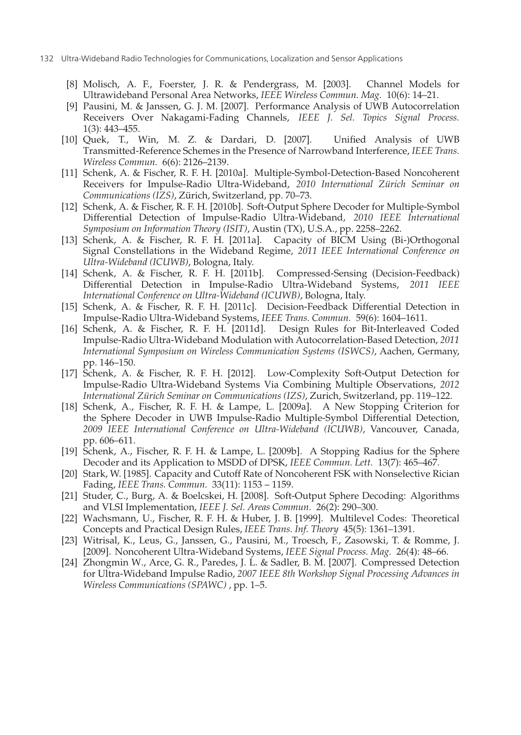[8] Molisch, A. F., Foerster, J. R. & Pendergrass, M. [2003]. Channel Models for Ultrawideband Personal Area Networks, *IEEE Wireless Commun. Mag.* 10(6): 14–21.

[9] Pausini, M. & Janssen, G. J. M. [2007]. Performance Analysis of UWB Autocorrelation Receivers Over Nakagami-Fading Channels, *IEEE J. Sel. Topics Signal Process.* 1(3): 443–455.

[10] Quek, T., Win, M. Z. & Dardari, D. [2007]. Unified Analysis of UWB Transmitted-Reference Schemes in the Presence of Narrowband Interference, *IEEE Trans. Wireless Commun.* 6(6): 2126–2139.

[11] Schenk, A. & Fischer, R. F. H. [2010a]. Multiple-Symbol-Detection-Based Noncoherent Receivers for Impulse-Radio Ultra-Wideband, *2010 International Zürich Seminar on Communications (IZS)*, Zürich, Switzerland, pp. 70–73.

[12] Schenk, A. & Fischer, R. F. H. [2010b]. Soft-Output Sphere Decoder for Multiple-Symbol Differential Detection of Impulse-Radio Ultra-Wideband, *2010 IEEE International Symposium on Information Theory (ISIT)*, Austin (TX), U.S.A., pp. 2258–2262.

[13] Schenk, A. & Fischer, R. F. H. [2011a]. Capacity of BICM Using (Bi-)Orthogonal Signal Constellations in the Wideband Regime, *2011 IEEE International Conference on Ultra-Wideband (ICUWB)*, Bologna, Italy.

[14] Schenk, A. & Fischer, R. F. H. [2011b]. Compressed-Sensing (Decision-Feedback) Differential Detection in Impulse-Radio Ultra-Wideband Systems, *2011 IEEE International Conference on Ultra-Wideband (ICUWB)*, Bologna, Italy.

[15] Schenk, A. & Fischer, R. F. H. [2011c]. Decision-Feedback Differential Detection in Impulse-Radio Ultra-Wideband Systems, *IEEE Trans. Commun.* 59(6): 1604–1611.

[16] Schenk, A. & Fischer, R. F. H. [2011d]. Design Rules for Bit-Interleaved Coded Impulse-Radio Ultra-Wideband Modulation with Autocorrelation-Based Detection, *2011 International Symposium on Wireless Communication Systems (ISWCS)*, Aachen, Germany, pp. 146–150.

[17] Schenk, A. & Fischer, R. F. H. [2012]. Low-Complexity Soft-Output Detection for Impulse-Radio Ultra-Wideband Systems Via Combining Multiple Observations, *2012 International Zürich Seminar on Communications (IZS)*, Zurich, Switzerland, pp. 119–122.

[18] Schenk, A., Fischer, R. F. H. & Lampe, L. [2009a]. A New Stopping Criterion for the Sphere Decoder in UWB Impulse-Radio Multiple-Symbol Differential Detection, *2009 IEEE International Conference on Ultra-Wideband (ICUWB)*, Vancouver, Canada, pp. 606–611.

[19] Schenk, A., Fischer, R. F. H. & Lampe, L. [2009b]. A Stopping Radius for the Sphere Decoder and its Application to MSDD of DPSK, *IEEE Commun. Lett.* 13(7): 465–467.

[20] Stark, W. [1985]. Capacity and Cutoff Rate of Noncoherent FSK with Nonselective Rician Fading, *IEEE Trans. Commun.* 33(11): 1153 – 1159.

[21] Studer, C., Burg, A. & Boelcskei, H. [2008]. Soft-Output Sphere Decoding: Algorithms and VLSI Implementation, *IEEE J. Sel. Areas Commun.* 26(2): 290–300.

[22] Wachsmann, U., Fischer, R. F. H. & Huber, J. B. [1999]. Multilevel Codes: Theoretical Concepts and Practical Design Rules, *IEEE Trans. Inf. Theory* 45(5): 1361–1391.

[23] Witrisal, K., Leus, G., Janssen, G., Pausini, M., Troesch, F., Zasowski, T. & Romme, J. [2009]. Noncoherent Ultra-Wideband Systems, *IEEE Signal Process. Mag.* 26(4): 48–66.

[24] Zhongmin W., Arce, G. R., Paredes, J. L. & Sadler, B. M. [2007]. Compressed Detection for Ultra-Wideband Impulse Radio, *2007 IEEE 8th Workshop Signal Processing Advances in Wireless Communications (SPAWC)* , pp. 1–5.